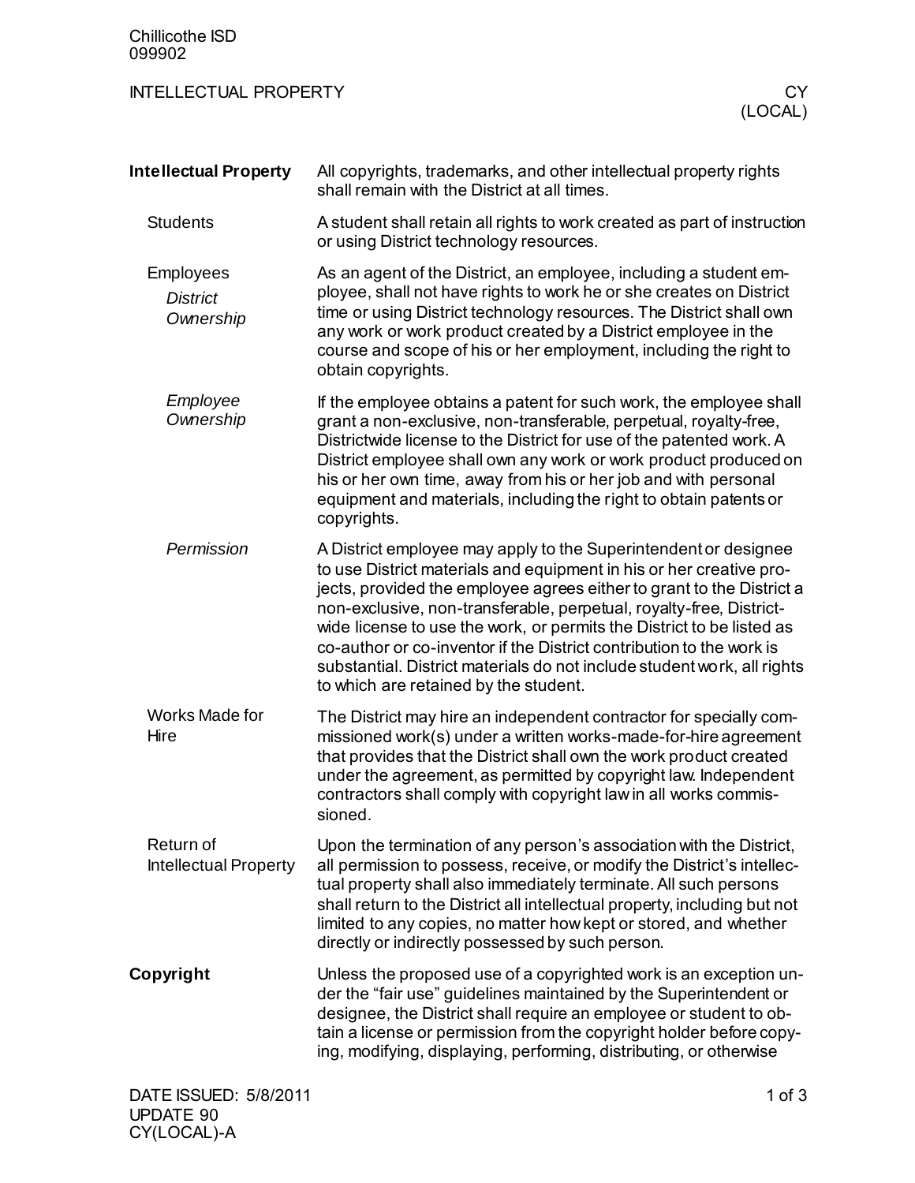# INTELLECTUAL PROPERTY — CY (LOCAL)

## Intellectual Property

All copyrights, trademarks, and other intellectual property rights shall remain with the District at all times.

### Students

A student shall retain all rights to work created as part of instruction or using District technology resources.

### Employees

#### *District Ownership*

As an agent of the District, an employee, including a student employee, shall not have rights to work he or she creates on District time or using District technology resources. The District shall own any work or work product created by a District employee in the course and scope of his or her employment, including the right to obtain copyrights.

#### *Employee Ownership*

If the employee obtains a patent for such work, the employee shall grant a non-exclusive, non-transferable, perpetual, royalty-free, Districtwide license to the District for use of the patented work. A District employee shall own any work or work product produced on his or her own time, away from his or her job and with personal equipment and materials, including the right to obtain patents or copyrights.

#### *Permission*

A District employee may apply to the Superintendent or designee to use District materials and equipment in his or her creative projects, provided the employee agrees either to grant to the District a non-exclusive, non-transferable, perpetual, royalty-free, Districtwide license to use the work, or permits the District to be listed as co-author or co-inventor if the District contribution to the work is substantial. District materials do not include student work, all rights to which are retained by the student.

### Works Made for Hire

The District may hire an independent contractor for specially commissioned work(s) under a written works-made-for-hire agreement that provides that the District shall own the work product created under the agreement, as permitted by copyright law. Independent contractors shall comply with copyright law in all works commissioned.

### Return of Intellectual Property

Upon the termination of any person's association with the District, all permission to possess, receive, or modify the District's intellectual property shall also immediately terminate. All such persons shall return to the District all intellectual property, including but not limited to any copies, no matter how kept or stored, and whether directly or indirectly possessed by such person.

## Copyright

Unless the proposed use of a copyrighted work is an exception under the "fair use" guidelines maintained by the Superintendent or designee, the District shall require an employee or student to obtain a license or permission from the copyright holder before copying, modifying, displaying, performing, distributing, or otherwise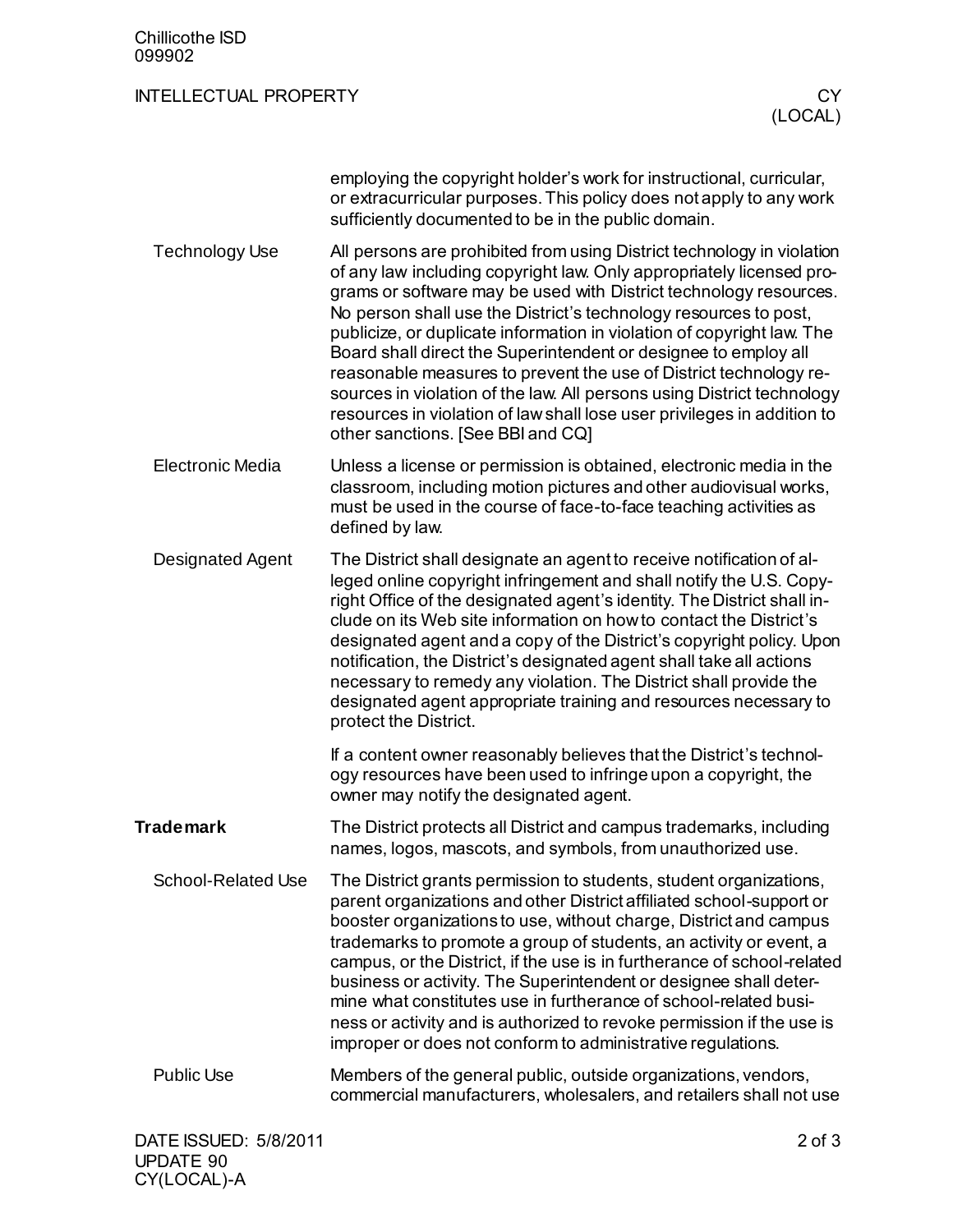employing the copyright holder's work for instructional, curricular, or extracurricular purposes. This policy does not apply to any work sufficiently documented to be in the public domain.

### Technology Use

All persons are prohibited from using District technology in violation of any law including copyright law. Only appropriately licensed programs or software may be used with District technology resources. No person shall use the District's technology resources to post, publicize, or duplicate information in violation of copyright law. The Board shall direct the Superintendent or designee to employ all reasonable measures to prevent the use of District technology resources in violation of the law. All persons using District technology resources in violation of law shall lose user privileges in addition to other sanctions. [See BBI and CQ]

### Electronic Media

Unless a license or permission is obtained, electronic media in the classroom, including motion pictures and other audiovisual works, must be used in the course of face-to-face teaching activities as defined by law.

### Designated Agent

The District shall designate an agent to receive notification of alleged online copyright infringement and shall notify the U.S. Copyright Office of the designated agent's identity. The District shall include on its Web site information on how to contact the District's designated agent and a copy of the District's copyright policy. Upon notification, the District's designated agent shall take all actions necessary to remedy any violation. The District shall provide the designated agent appropriate training and resources necessary to protect the District.

If a content owner reasonably believes that the District's technology resources have been used to infringe upon a copyright, the owner may notify the designated agent.

## Trademark

The District protects all District and campus trademarks, including names, logos, mascots, and symbols, from unauthorized use.

### School-Related Use

The District grants permission to students, student organizations, parent organizations and other District affiliated school-support or booster organizations to use, without charge, District and campus trademarks to promote a group of students, an activity or event, a campus, or the District, if the use is in furtherance of school-related business or activity. The Superintendent or designee shall determine what constitutes use in furtherance of school-related business or activity and is authorized to revoke permission if the use is improper or does not conform to administrative regulations.

### Public Use

Members of the general public, outside organizations, vendors, commercial manufacturers, wholesalers, and retailers shall not use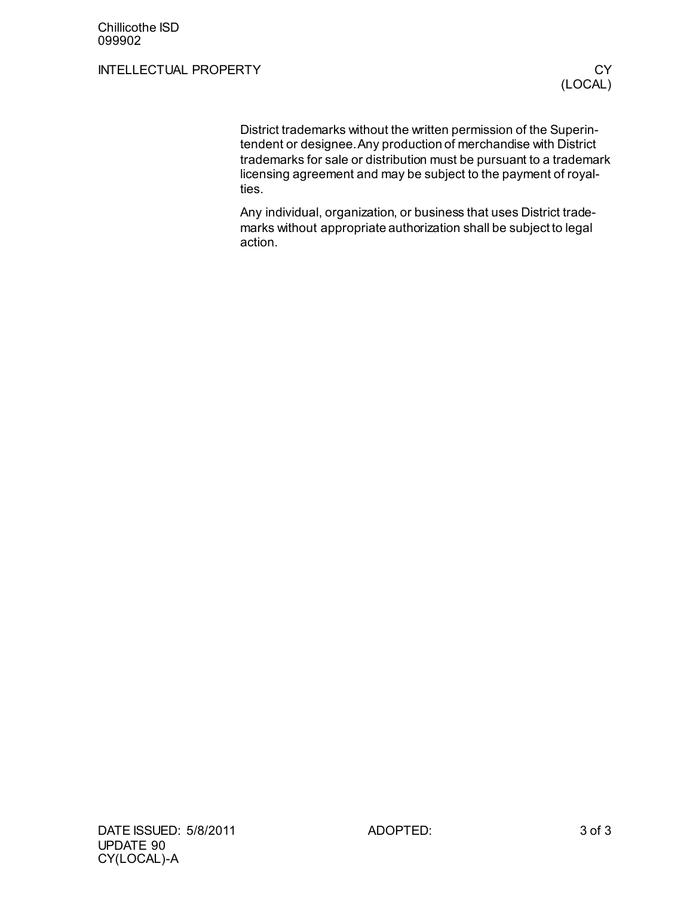District trademarks without the written permission of the Superintendent or designee. Any production of merchandise with District trademarks for sale or distribution must be pursuant to a trademark licensing agreement and may be subject to the payment of royalties.

Any individual, organization, or business that uses District trademarks without appropriate authorization shall be subject to legal action.